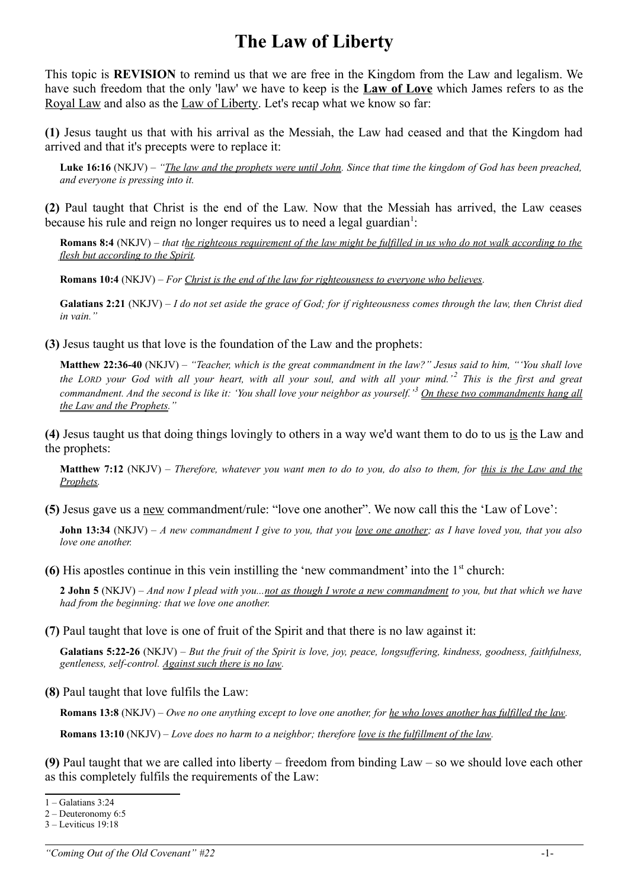# The Law of Liberty

This topic is **REVISION** to remind us that we are free in the Kingdom from the Law and legalism. We have such freedom that the only 'law' we have to keep is the **Law of Love** which James refers to as the Royal Law and also as the Law of Liberty. Let's recap what we know so far:

**(1)** Jesus taught us that with his arrival as the Messiah, the Law had ceased and that the Kingdom had arrived and that it's precepts were to replace it:

> **Luke 16:16** (NKJV) – *"The law and the prophets were until John. Since that time the kingdom of God has been preached, and everyone is pressing into it.*

**(2)** Paul taught that Christ is the end of the Law. Now that the Messiah has arrived, the Law ceases because his rule and reign no longer requires us to need a legal guardian[1]:

> **Romans 8:4** (NKJV) – *that the righteous requirement of the law might be fulfilled in us who do not walk according to the flesh but according to the Spirit.*
>
> **Romans 10:4** (NKJV) – *For Christ is the end of the law for righteousness to everyone who believes.*
>
> **Galatians 2:21** (NKJV) – *I do not set aside the grace of God; for if righteousness comes through the law, then Christ died in vain."*

**(3)** Jesus taught us that love is the foundation of the Law and the prophets:

> **Matthew 22:36-40** (NKJV) – *"Teacher, which is the great commandment in the law?" Jesus said to him, "'You shall love the LORD your God with all your heart, with all your soul, and with all your mind.'[2] This is the first and great commandment. And the second is like it: 'You shall love your neighbor as yourself.'[3] On these two commandments hang all the Law and the Prophets."*

**(4)** Jesus taught us that doing things lovingly to others in a way we'd want them to do to us is the Law and the prophets:

> **Matthew 7:12** (NKJV) – *Therefore, whatever you want men to do to you, do also to them, for this is the Law and the Prophets.*

**(5)** Jesus gave us a new commandment/rule: "love one another". We now call this the 'Law of Love':

> **John 13:34** (NKJV) – *A new commandment I give to you, that you love one another; as I have loved you, that you also love one another.*

**(6)** His apostles continue in this vein instilling the 'new commandment' into the 1st church:

> **2 John 5** (NKJV) – *And now I plead with you...not as though I wrote a new commandment to you, but that which we have had from the beginning: that we love one another.*

**(7)** Paul taught that love is one of fruit of the Spirit and that there is no law against it:

> **Galatians 5:22-26** (NKJV) – *But the fruit of the Spirit is love, joy, peace, longsuffering, kindness, goodness, faithfulness, gentleness, self-control. Against such there is no law.*

**(8)** Paul taught that love fulfils the Law:

> **Romans 13:8** (NKJV) – *Owe no one anything except to love one another, for he who loves another has fulfilled the law.*
>
> **Romans 13:10** (NKJV) – *Love does no harm to a neighbor; therefore love is the fulfillment of the law.*

**(9)** Paul taught that we are called into liberty – freedom from binding Law – so we should love each other as this completely fulfils the requirements of the Law:

---

1 – Galatians 3:24
2 – Deuteronomy 6:5
3 – Leviticus 19:18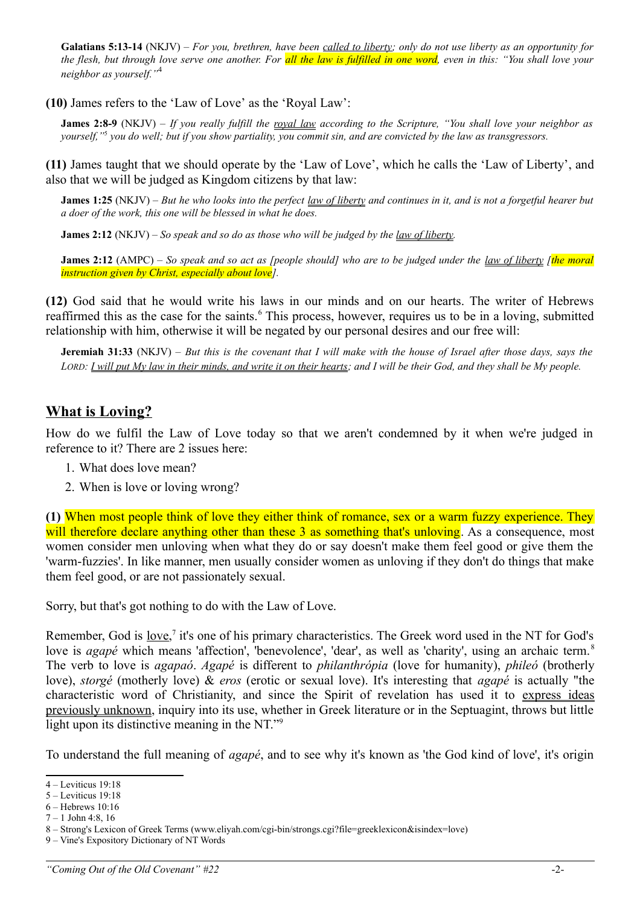**Galatians 5:13-14** (NKJV) – *For you, brethren, have been called to liberty; only do not use liberty as an opportunity for the flesh, but through love serve one another. For all the law is fulfilled in one word, even in this: "You shall love your neighbor as yourself."*[4]

**(10)** James refers to the 'Law of Love' as the 'Royal Law':

**James 2:8-9** (NKJV) – *If you really fulfill the royal law according to the Scripture, "You shall love your neighbor as yourself,"*[5] *you do well; but if you show partiality, you commit sin, and are convicted by the law as transgressors.*

**(11)** James taught that we should operate by the 'Law of Love', which he calls the 'Law of Liberty', and also that we will be judged as Kingdom citizens by that law:

**James 1:25** (NKJV) – *But he who looks into the perfect law of liberty and continues in it, and is not a forgetful hearer but a doer of the work, this one will be blessed in what he does.*

**James 2:12** (NKJV) – *So speak and so do as those who will be judged by the law of liberty.*

**James 2:12** (AMPC) – *So speak and so act as [people should] who are to be judged under the law of liberty [the moral instruction given by Christ, especially about love].*

**(12)** God said that he would write his laws in our minds and on our hearts. The writer of Hebrews reaffirmed this as the case for the saints.[6] This process, however, requires us to be in a loving, submitted relationship with him, otherwise it will be negated by our personal desires and our free will:

**Jeremiah 31:33** (NKJV) – *But this is the covenant that I will make with the house of Israel after those days, says the LORD: I will put My law in their minds, and write it on their hearts; and I will be their God, and they shall be My people.*

## What is Loving?

How do we fulfil the Law of Love today so that we aren't condemned by it when we're judged in reference to it? There are 2 issues here:

1. What does love mean?
2. When is love or loving wrong?

**(1)** When most people think of love they either think of romance, sex or a warm fuzzy experience. They will therefore declare anything other than these 3 as something that's unloving. As a consequence, most women consider men unloving when what they do or say doesn't make them feel good or give them the 'warm-fuzzies'. In like manner, men usually consider women as unloving if they don't do things that make them feel good, or are not passionately sexual.

Sorry, but that's got nothing to do with the Law of Love.

Remember, God is love,[7] it's one of his primary characteristics. The Greek word used in the NT for God's love is *agapé* which means 'affection', 'benevolence', 'dear', as well as 'charity', using an archaic term.[8] The verb to love is *agapaó*. *Agapé* is different to *philanthrópia* (love for humanity), *phileó* (brotherly love), *storgé* (motherly love) & *eros* (erotic or sexual love). It's interesting that *agapé* is actually "the characteristic word of Christianity, and since the Spirit of revelation has used it to express ideas previously unknown, inquiry into its use, whether in Greek literature or in the Septuagint, throws but little light upon its distinctive meaning in the NT."[9]

To understand the full meaning of *agapé*, and to see why it's known as 'the God kind of love', it's origin

---

4 – Leviticus 19:18
5 – Leviticus 19:18
6 – Hebrews 10:16
7 – 1 John 4:8, 16
8 – Strong's Lexicon of Greek Terms (www.eliyah.com/cgi-bin/strongs.cgi?file=greeklexicon&isindex=love)
9 – Vine's Expository Dictionary of NT Words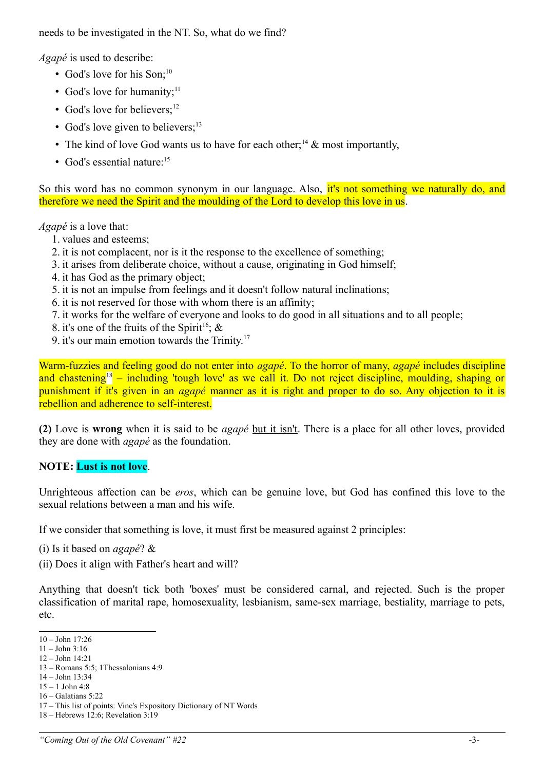needs to be investigated in the NT. So, what do we find?

*Agapé* is used to describe:

- God's love for his Son;[10]
- God's love for humanity;[11]
- God's love for believers;[12]
- God's love given to believers;[13]
- The kind of love God wants us to have for each other;[14] & most importantly,
- God's essential nature:[15]

So this word has no common synonym in our language. Also, it's not something we naturally do, and therefore we need the Spirit and the moulding of the Lord to develop this love in us.

*Agapé* is a love that:

1. values and esteems;
2. it is not complacent, nor is it the response to the excellence of something;
3. it arises from deliberate choice, without a cause, originating in God himself;
4. it has God as the primary object;
5. it is not an impulse from feelings and it doesn't follow natural inclinations;
6. it is not reserved for those with whom there is an affinity;
7. it works for the welfare of everyone and looks to do good in all situations and to all people;
8. it's one of the fruits of the Spirit[16]; &
9. it's our main emotion towards the Trinity.[17]

Warm-fuzzies and feeling good do not enter into *agapé*. To the horror of many, *agapé* includes discipline and chastening[18] – including 'tough love' as we call it. Do not reject discipline, moulding, shaping or punishment if it's given in an *agapé* manner as it is right and proper to do so. Any objection to it is rebellion and adherence to self-interest.

**(2)** Love is **wrong** when it is said to be *agapé* but it isn't. There is a place for all other loves, provided they are done with *agapé* as the foundation.

**NOTE: Lust is not love**.

Unrighteous affection can be *eros*, which can be genuine love, but God has confined this love to the sexual relations between a man and his wife.

If we consider that something is love, it must first be measured against 2 principles:

(i) Is it based on *agapé*? &

(ii) Does it align with Father's heart and will?

Anything that doesn't tick both 'boxes' must be considered carnal, and rejected. Such is the proper classification of marital rape, homosexuality, lesbianism, same-sex marriage, bestiality, marriage to pets, etc.

---

10 – John 17:26
11 – John 3:16
12 – John 14:21
13 – Romans 5:5; 1Thessalonians 4:9
14 – John 13:34
15 – 1 John 4:8
16 – Galatians 5:22
17 – This list of points: Vine's Expository Dictionary of NT Words
18 – Hebrews 12:6; Revelation 3:19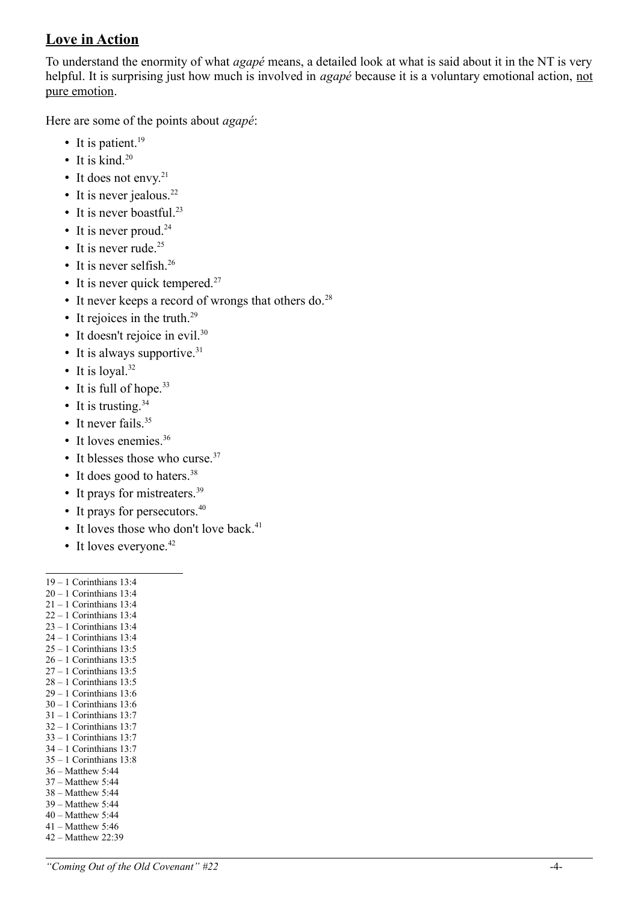## Love in Action

To understand the enormity of what *agapé* means, a detailed look at what is said about it in the NT is very helpful. It is surprising just how much is involved in *agapé* because it is a voluntary emotional action, <u>not pure emotion</u>.

Here are some of the points about *agapé*:

- It is patient.[19]
- It is kind.[20]
- It does not envy.[21]
- It is never jealous.[22]
- It is never boastful.[23]
- It is never proud.[24]
- It is never rude.[25]
- It is never selfish.[26]
- It is never quick tempered.[27]
- It never keeps a record of wrongs that others do.[28]
- It rejoices in the truth.[29]
- It doesn't rejoice in evil.[30]
- It is always supportive.[31]
- It is loyal.[32]
- It is full of hope.[33]
- It is trusting.[34]
- It never fails.[35]
- It loves enemies.[36]
- It blesses those who curse.[37]
- It does good to haters.[38]
- It prays for mistreaters.[39]
- It prays for persecutors.[40]
- It loves those who don't love back.[41]
- It loves everyone.[42]

---

19 – 1 Corinthians 13:4
20 – 1 Corinthians 13:4
21 – 1 Corinthians 13:4
22 – 1 Corinthians 13:4
23 – 1 Corinthians 13:4
24 – 1 Corinthians 13:4
25 – 1 Corinthians 13:5
26 – 1 Corinthians 13:5
27 – 1 Corinthians 13:5
28 – 1 Corinthians 13:5
29 – 1 Corinthians 13:6
30 – 1 Corinthians 13:6
31 – 1 Corinthians 13:7
32 – 1 Corinthians 13:7
33 – 1 Corinthians 13:7
34 – 1 Corinthians 13:7
35 – 1 Corinthians 13:8
36 – Matthew 5:44
37 – Matthew 5:44
38 – Matthew 5:44
39 – Matthew 5:44
40 – Matthew 5:44
41 – Matthew 5:46
42 – Matthew 22:39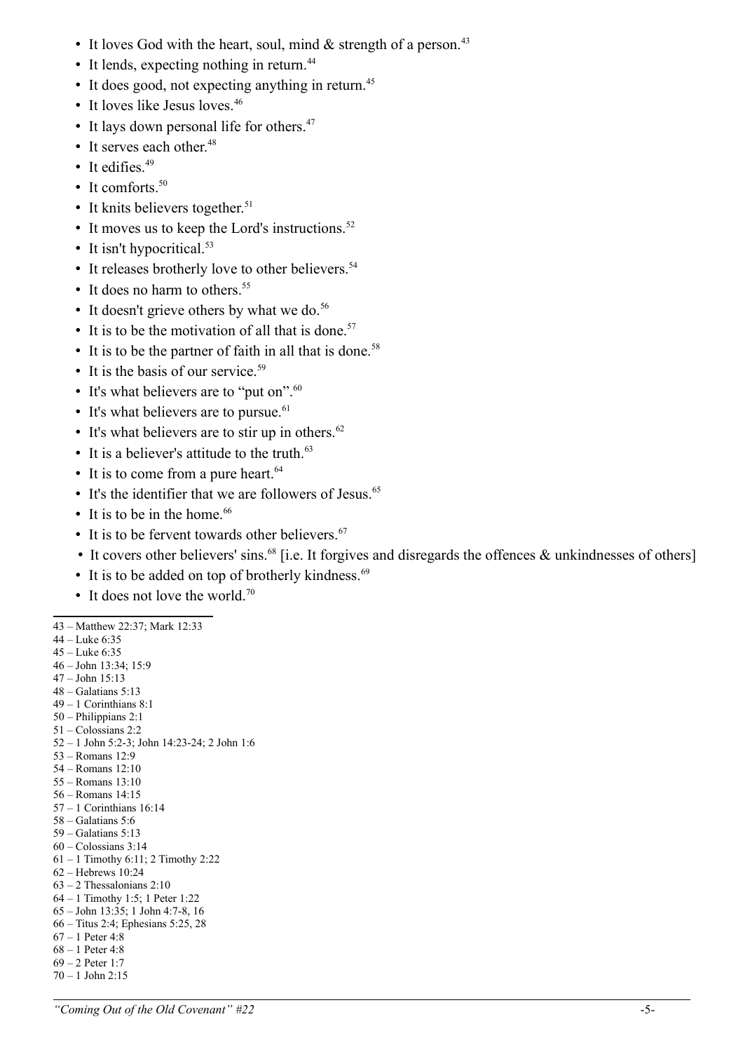- It loves God with the heart, soul, mind & strength of a person.[43]
- It lends, expecting nothing in return.[44]
- It does good, not expecting anything in return.[45]
- It loves like Jesus loves.[46]
- It lays down personal life for others.[47]
- It serves each other.[48]
- It edifies.[49]
- It comforts.[50]
- It knits believers together.[51]
- It moves us to keep the Lord's instructions.[52]
- It isn't hypocritical.[53]
- It releases brotherly love to other believers.[54]
- It does no harm to others.[55]
- It doesn't grieve others by what we do.[56]
- It is to be the motivation of all that is done.[57]
- It is to be the partner of faith in all that is done.[58]
- It is the basis of our service.[59]
- It's what believers are to "put on".[60]
- It's what believers are to pursue.[61]
- It's what believers are to stir up in others.[62]
- It is a believer's attitude to the truth.[63]
- It is to come from a pure heart.[64]
- It's the identifier that we are followers of Jesus.[65]
- It is to be in the home.[66]
- It is to be fervent towards other believers.[67]
- It covers other believers' sins.[68] [i.e. It forgives and disregards the offences & unkindnesses of others]
- It is to be added on top of brotherly kindness.[69]
- It does not love the world.[70]

---

43 – Matthew 22:37; Mark 12:33
44 – Luke 6:35
45 – Luke 6:35
46 – John 13:34; 15:9
47 – John 15:13
48 – Galatians 5:13
49 – 1 Corinthians 8:1
50 – Philippians 2:1
51 – Colossians 2:2
52 – 1 John 5:2-3; John 14:23-24; 2 John 1:6
53 – Romans 12:9
54 – Romans 12:10
55 – Romans 13:10
56 – Romans 14:15
57 – 1 Corinthians 16:14
58 – Galatians 5:6
59 – Galatians 5:13
60 – Colossians 3:14
61 – 1 Timothy 6:11; 2 Timothy 2:22
62 – Hebrews 10:24
63 – 2 Thessalonians 2:10
64 – 1 Timothy 1:5; 1 Peter 1:22
65 – John 13:35; 1 John 4:7-8, 16
66 – Titus 2:4; Ephesians 5:25, 28
67 – 1 Peter 4:8
68 – 1 Peter 4:8
69 – 2 Peter 1:7
70 – 1 John 2:15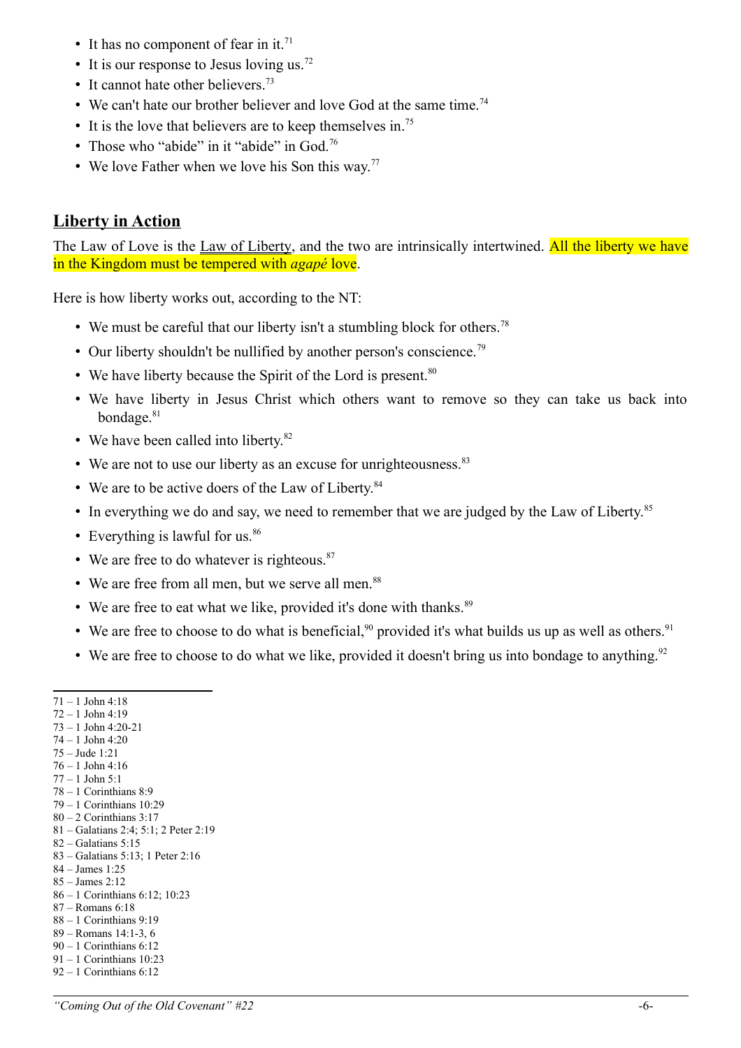- It has no component of fear in it.[71]
- It is our response to Jesus loving us.[72]
- It cannot hate other believers.[73]
- We can't hate our brother believer and love God at the same time.[74]
- It is the love that believers are to keep themselves in.[75]
- Those who "abide" in it "abide" in God.[76]
- We love Father when we love his Son this way.[77]

## Liberty in Action

The Law of Love is the Law of Liberty, and the two are intrinsically intertwined. All the liberty we have in the Kingdom must be tempered with *agapé* love.

Here is how liberty works out, according to the NT:

- We must be careful that our liberty isn't a stumbling block for others.[78]
- Our liberty shouldn't be nullified by another person's conscience.[79]
- We have liberty because the Spirit of the Lord is present.[80]
- We have liberty in Jesus Christ which others want to remove so they can take us back into bondage.[81]
- We have been called into liberty.[82]
- We are not to use our liberty as an excuse for unrighteousness.[83]
- We are to be active doers of the Law of Liberty.[84]
- In everything we do and say, we need to remember that we are judged by the Law of Liberty.[85]
- Everything is lawful for us.[86]
- We are free to do whatever is righteous.[87]
- We are free from all men, but we serve all men.[88]
- We are free to eat what we like, provided it's done with thanks.[89]
- We are free to choose to do what is beneficial,[90] provided it's what builds us up as well as others.[91]
- We are free to choose to do what we like, provided it doesn't bring us into bondage to anything.[92]

---

71 – 1 John 4:18
72 – 1 John 4:19
73 – 1 John 4:20-21
74 – 1 John 4:20
75 – Jude 1:21
76 – 1 John 4:16
77 – 1 John 5:1
78 – 1 Corinthians 8:9
79 – 1 Corinthians 10:29
80 – 2 Corinthians 3:17
81 – Galatians 2:4; 5:1; 2 Peter 2:19
82 – Galatians 5:15
83 – Galatians 5:13; 1 Peter 2:16
84 – James 1:25
85 – James 2:12
86 – 1 Corinthians 6:12; 10:23
87 – Romans 6:18
88 – 1 Corinthians 9:19
89 – Romans 14:1-3, 6
90 – 1 Corinthians 6:12
91 – 1 Corinthians 10:23
92 – 1 Corinthians 6:12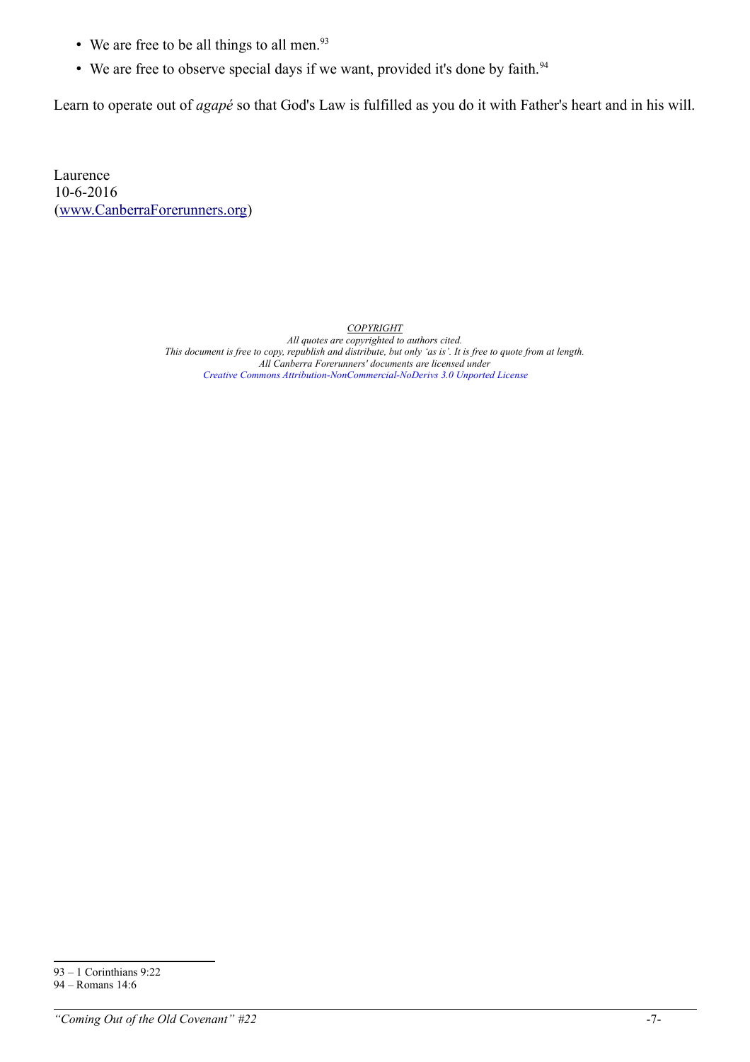- We are free to be all things to all men.[93]
- We are free to observe special days if we want, provided it's done by faith.[94]

Learn to operate out of *agapé* so that God's Law is fulfilled as you do it with Father's heart and in his will.

Laurence
10-6-2016
([www.CanberraForerunners.org](http://www.CanberraForerunners.org))

*COPYRIGHT*
*All quotes are copyrighted to authors cited.*
*This document is free to copy, republish and distribute, but only 'as is'. It is free to quote from at length.*
*All Canberra Forerunners' documents are licensed under*
*Creative Commons Attribution-NonCommercial-NoDerivs 3.0 Unported License*

---

93 – 1 Corinthians 9:22
94 – Romans 14:6